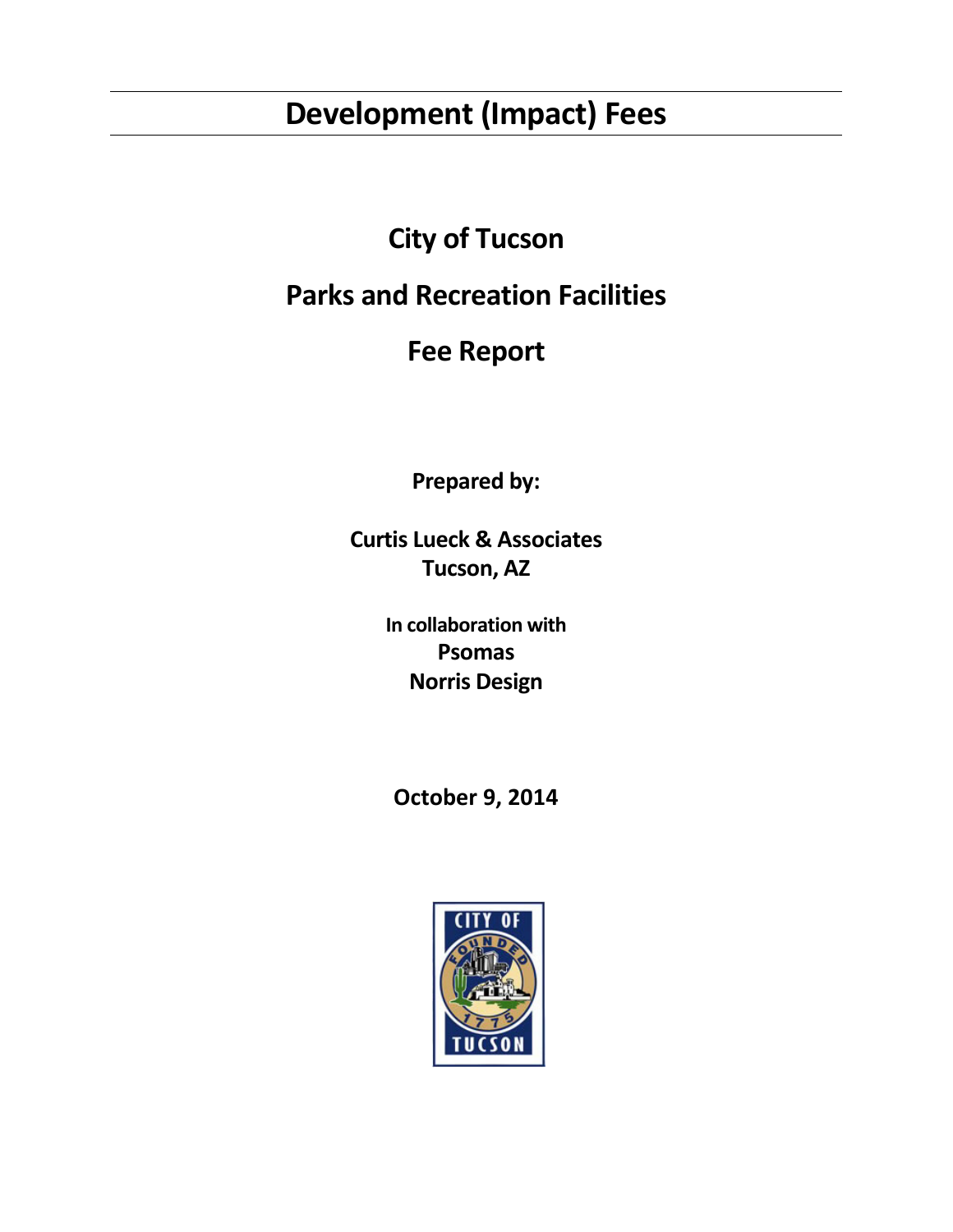# Development (Impact) Fees

## City of Tucson

## Parks and Recreation Facilities

## Fee Report

**Prepared by:**

**Curtis Lueck & Associates**
**Tucson, AZ**

**In collaboration with**
**Psomas**
**Norris Design**

**October 9, 2014**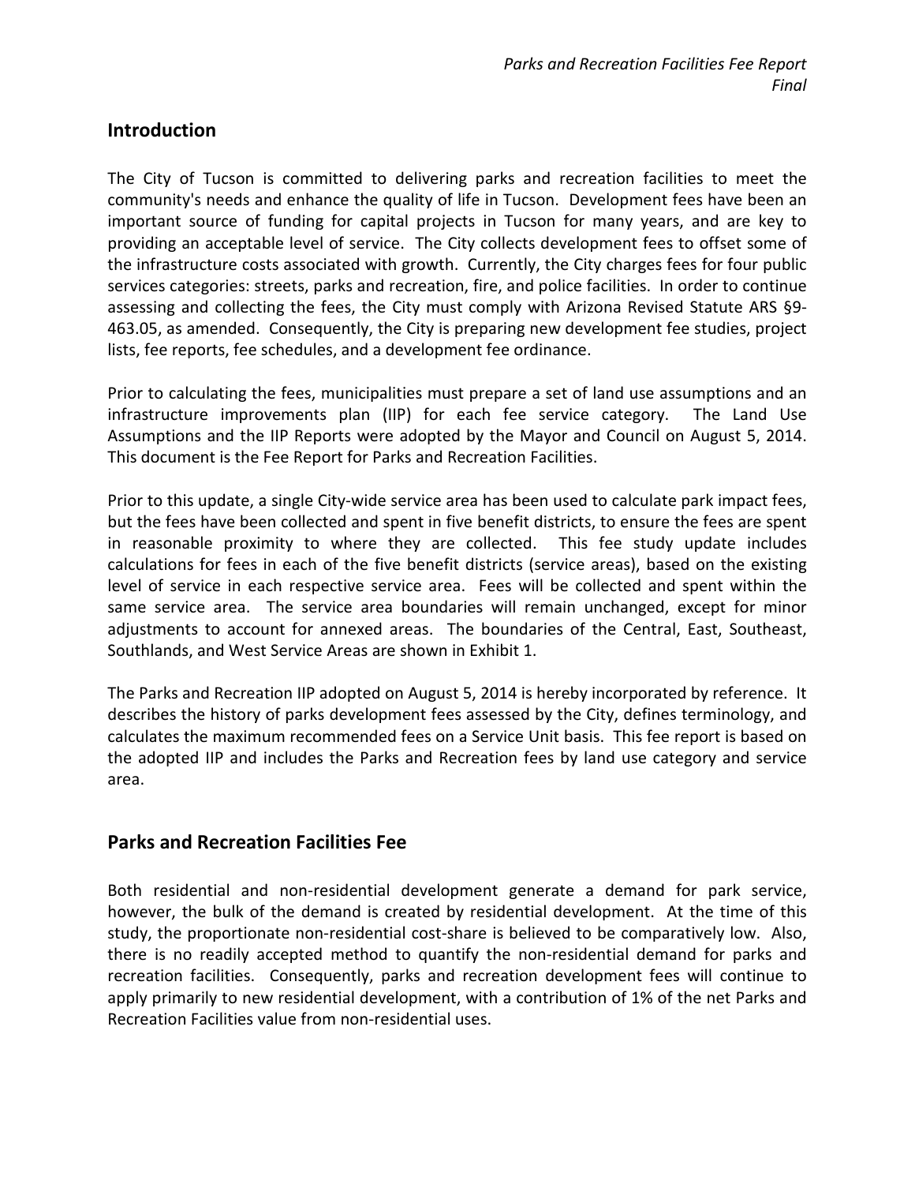## Introduction

The City of Tucson is committed to delivering parks and recreation facilities to meet the community's needs and enhance the quality of life in Tucson. Development fees have been an important source of funding for capital projects in Tucson for many years, and are key to providing an acceptable level of service. The City collects development fees to offset some of the infrastructure costs associated with growth. Currently, the City charges fees for four public services categories: streets, parks and recreation, fire, and police facilities. In order to continue assessing and collecting the fees, the City must comply with Arizona Revised Statute ARS §9-463.05, as amended. Consequently, the City is preparing new development fee studies, project lists, fee reports, fee schedules, and a development fee ordinance.

Prior to calculating the fees, municipalities must prepare a set of land use assumptions and an infrastructure improvements plan (IIP) for each fee service category. The Land Use Assumptions and the IIP Reports were adopted by the Mayor and Council on August 5, 2014. This document is the Fee Report for Parks and Recreation Facilities.

Prior to this update, a single City-wide service area has been used to calculate park impact fees, but the fees have been collected and spent in five benefit districts, to ensure the fees are spent in reasonable proximity to where they are collected. This fee study update includes calculations for fees in each of the five benefit districts (service areas), based on the existing level of service in each respective service area. Fees will be collected and spent within the same service area. The service area boundaries will remain unchanged, except for minor adjustments to account for annexed areas. The boundaries of the Central, East, Southeast, Southlands, and West Service Areas are shown in Exhibit 1.

The Parks and Recreation IIP adopted on August 5, 2014 is hereby incorporated by reference. It describes the history of parks development fees assessed by the City, defines terminology, and calculates the maximum recommended fees on a Service Unit basis. This fee report is based on the adopted IIP and includes the Parks and Recreation fees by land use category and service area.

## Parks and Recreation Facilities Fee

Both residential and non-residential development generate a demand for park service, however, the bulk of the demand is created by residential development. At the time of this study, the proportionate non-residential cost-share is believed to be comparatively low. Also, there is no readily accepted method to quantify the non-residential demand for parks and recreation facilities. Consequently, parks and recreation development fees will continue to apply primarily to new residential development, with a contribution of 1% of the net Parks and Recreation Facilities value from non-residential uses.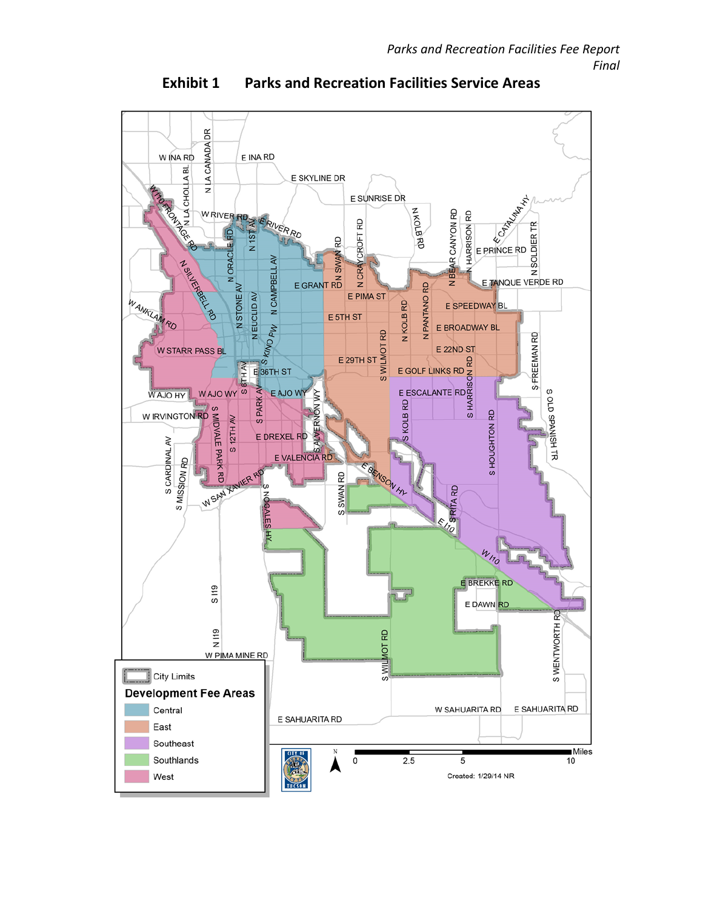# Exhibit 1 Parks and Recreation Facilities Service Areas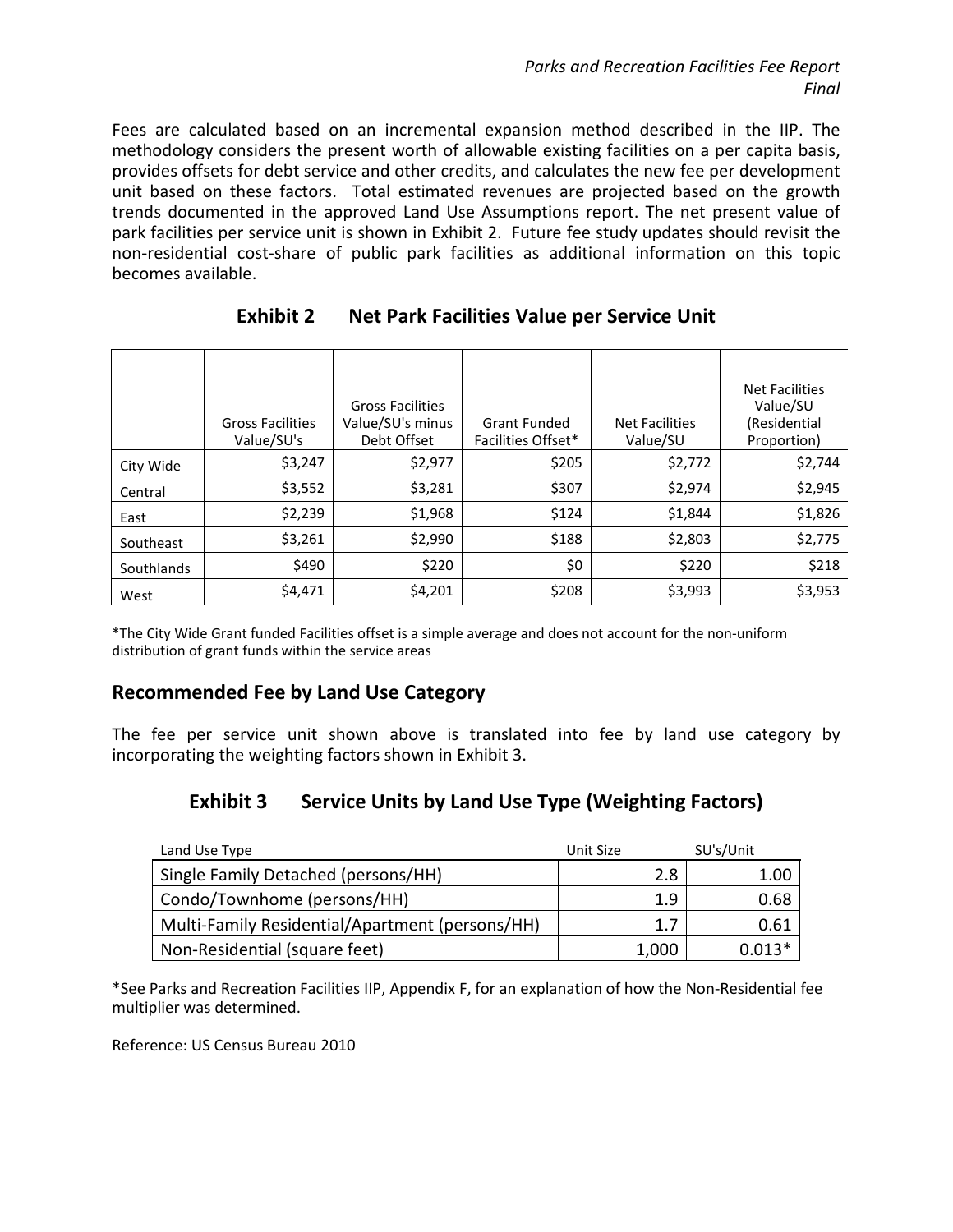Fees are calculated based on an incremental expansion method described in the IIP. The methodology considers the present worth of allowable existing facilities on a per capita basis, provides offsets for debt service and other credits, and calculates the new fee per development unit based on these factors. Total estimated revenues are projected based on the growth trends documented in the approved Land Use Assumptions report. The net present value of park facilities per service unit is shown in Exhibit 2. Future fee study updates should revisit the non-residential cost-share of public park facilities as additional information on this topic becomes available.

### Exhibit 2 Net Park Facilities Value per Service Unit

| | Gross Facilities Value/SU's | Gross Facilities Value/SU's minus Debt Offset | Grant Funded Facilities Offset* | Net Facilities Value/SU | Net Facilities Value/SU (Residential Proportion) |
|---|---|---|---|---|---|
| City Wide | $3,247 | $2,977 | $205 | $2,772 | $2,744 |
| Central | $3,552 | $3,281 | $307 | $2,974 | $2,945 |
| East | $2,239 | $1,968 | $124 | $1,844 | $1,826 |
| Southeast | $3,261 | $2,990 | $188 | $2,803 | $2,775 |
| Southlands | $490 | $220 | $0 | $220 | $218 |
| West | $4,471 | $4,201 | $208 | $3,993 | $3,953 |

*The City Wide Grant funded Facilities offset is a simple average and does not account for the non-uniform distribution of grant funds within the service areas

## Recommended Fee by Land Use Category

The fee per service unit shown above is translated into fee by land use category by incorporating the weighting factors shown in Exhibit 3.

### Exhibit 3 Service Units by Land Use Type (Weighting Factors)

| Land Use Type | Unit Size | SU's/Unit |
|---|---|---|
| Single Family Detached (persons/HH) | 2.8 | 1.00 |
| Condo/Townhome (persons/HH) | 1.9 | 0.68 |
| Multi-Family Residential/Apartment (persons/HH) | 1.7 | 0.61 |
| Non-Residential (square feet) | 1,000 | 0.013* |

*See Parks and Recreation Facilities IIP, Appendix F, for an explanation of how the Non-Residential fee multiplier was determined.

Reference: US Census Bureau 2010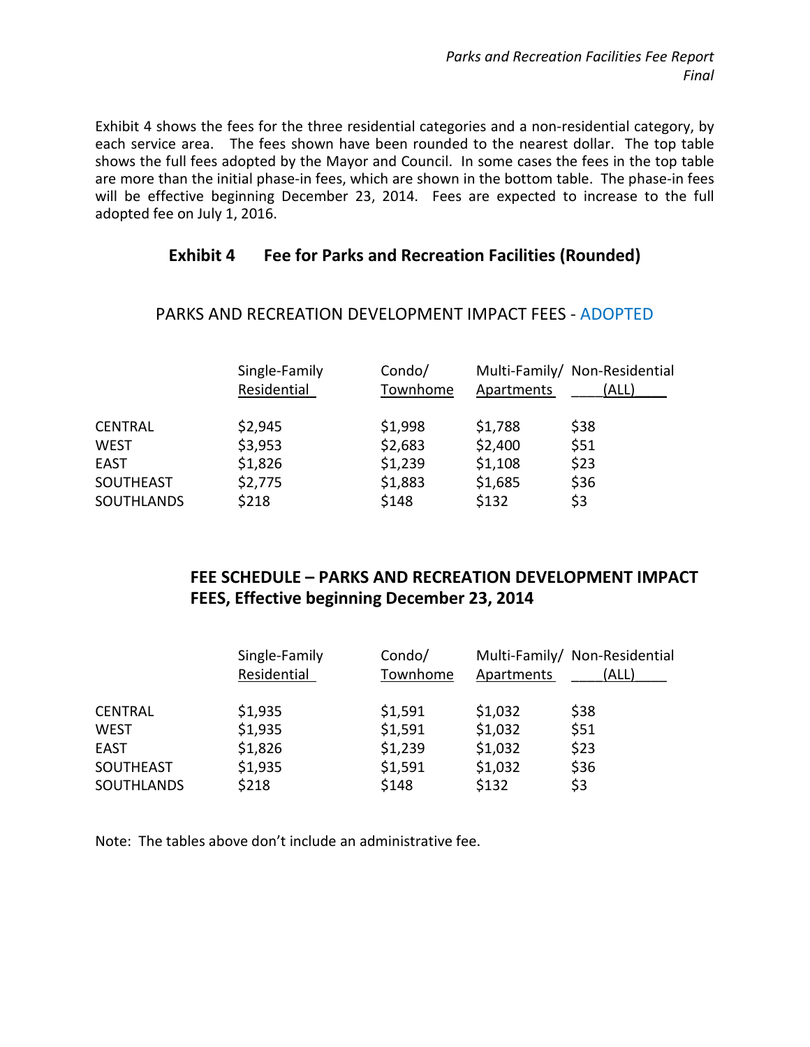Exhibit 4 shows the fees for the three residential categories and a non-residential category, by each service area. The fees shown have been rounded to the nearest dollar. The top table shows the full fees adopted by the Mayor and Council. In some cases the fees in the top table are more than the initial phase-in fees, which are shown in the bottom table. The phase-in fees will be effective beginning December 23, 2014. Fees are expected to increase to the full adopted fee on July 1, 2016.

## Exhibit 4 Fee for Parks and Recreation Facilities (Rounded)

PARKS AND RECREATION DEVELOPMENT IMPACT FEES - ADOPTED

| | Single-Family Residential | Condo/ Townhome | Multi-Family/ Apartments | Non-Residential (ALL) |
|---|---|---|---|---|
| CENTRAL | $2,945 | $1,998 | $1,788 | $38 |
| WEST | $3,953 | $2,683 | $2,400 | $51 |
| EAST | $1,826 | $1,239 | $1,108 | $23 |
| SOUTHEAST | $2,775 | $1,883 | $1,685 | $36 |
| SOUTHLANDS | $218 | $148 | $132 | $3 |

### FEE SCHEDULE – PARKS AND RECREATION DEVELOPMENT IMPACT FEES, Effective beginning December 23, 2014

| | Single-Family Residential | Condo/ Townhome | Multi-Family/ Apartments | Non-Residential (ALL) |
|---|---|---|---|---|
| CENTRAL | $1,935 | $1,591 | $1,032 | $38 |
| WEST | $1,935 | $1,591 | $1,032 | $51 |
| EAST | $1,826 | $1,239 | $1,032 | $23 |
| SOUTHEAST | $1,935 | $1,591 | $1,032 | $36 |
| SOUTHLANDS | $218 | $148 | $132 | $3 |

Note: The tables above don't include an administrative fee.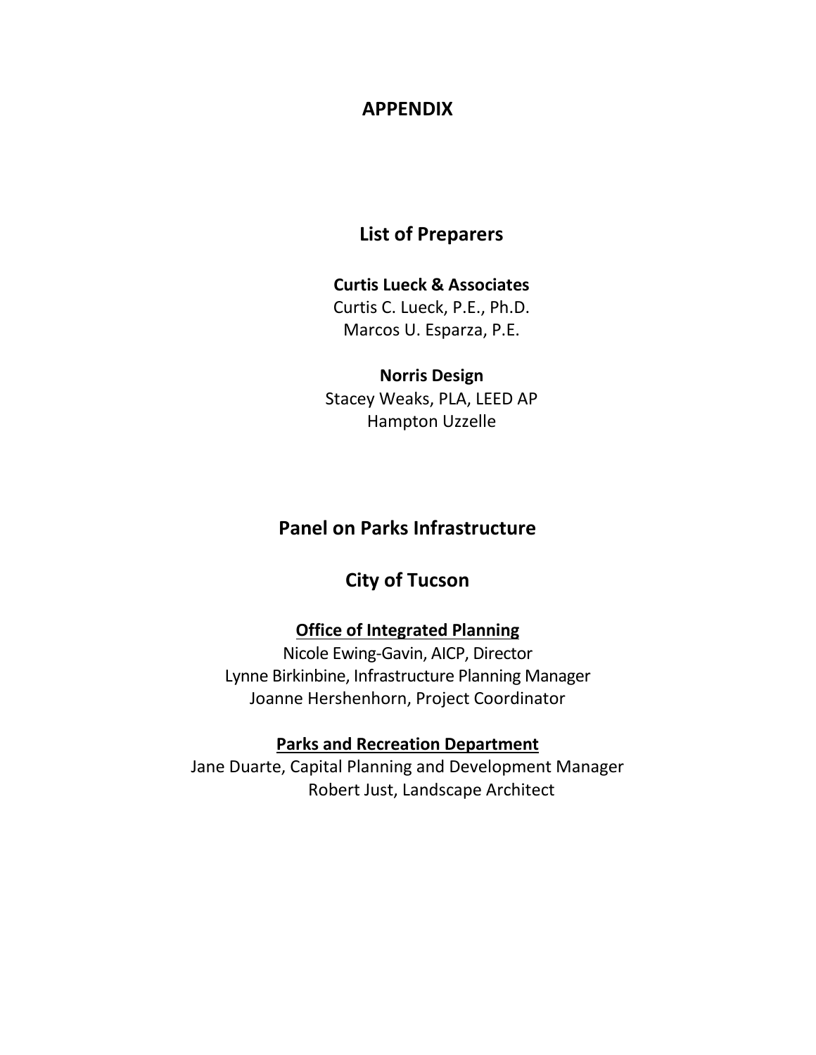# APPENDIX

## List of Preparers

**Curtis Lueck & Associates**

Curtis C. Lueck, P.E., Ph.D.
Marcos U. Esparza, P.E.

**Norris Design**

Stacey Weaks, PLA, LEED AP
Hampton Uzzelle

## Panel on Parks Infrastructure

## City of Tucson

**Office of Integrated Planning**

Nicole Ewing-Gavin, AICP, Director
Lynne Birkinbine, Infrastructure Planning Manager
Joanne Hershenhorn, Project Coordinator

**Parks and Recreation Department**

Jane Duarte, Capital Planning and Development Manager
Robert Just, Landscape Architect